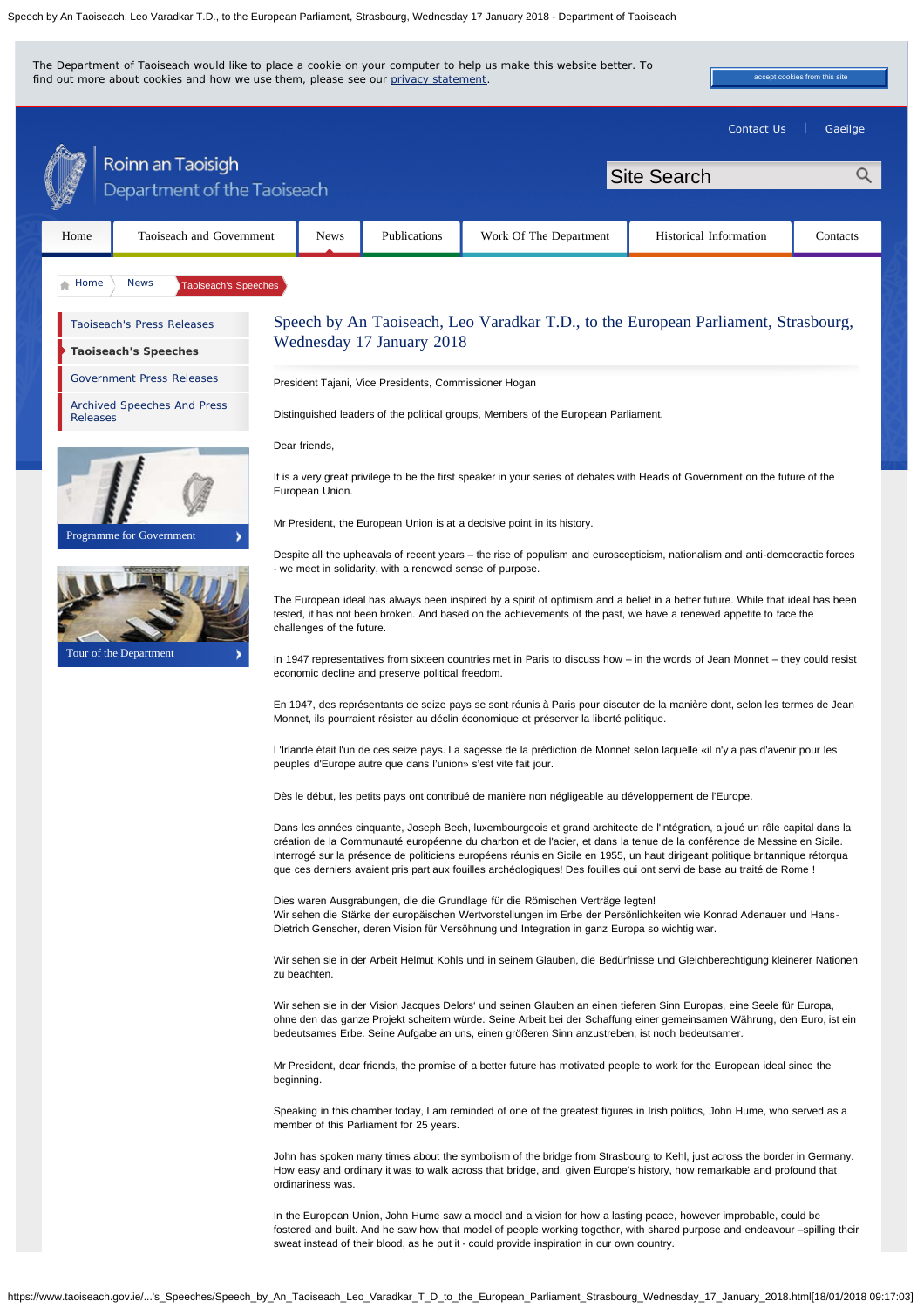The Department of Taoiseach would like to place a cookie on your computer to help us make this website better. To find out more about cookies and how we use them, please see our privacy statement.

I accept cookies from this site

Contact Us | Gaeilge

Roinn an Taoisigh
Department of the Taoiseach

Site Search

Home | Taoiseach and Government | News | Publications | Work Of The Department | Historical Information | Contacts

Home > News > Taoiseach's Speeches

- Taoiseach's Press Releases
- **Taoiseach's Speeches**
- Government Press Releases
- Archived Speeches And Press Releases

Programme for Government

Tour of the Department

# Speech by An Taoiseach, Leo Varadkar T.D., to the European Parliament, Strasbourg, Wednesday 17 January 2018

President Tajani, Vice Presidents, Commissioner Hogan

Distinguished leaders of the political groups, Members of the European Parliament.

Dear friends,

It is a very great privilege to be the first speaker in your series of debates with Heads of Government on the future of the European Union.

Mr President, the European Union is at a decisive point in its history.

Despite all the upheavals of recent years – the rise of populism and euroscepticism, nationalism and anti-democractic forces - we meet in solidarity, with a renewed sense of purpose.

The European ideal has always been inspired by a spirit of optimism and a belief in a better future. While that ideal has been tested, it has not been broken. And based on the achievements of the past, we have a renewed appetite to face the challenges of the future.

In 1947 representatives from sixteen countries met in Paris to discuss how – in the words of Jean Monnet – they could resist economic decline and preserve political freedom.

En 1947, des représentants de seize pays se sont réunis à Paris pour discuter de la manière dont, selon les termes de Jean Monnet, ils pourraient résister au déclin économique et préserver la liberté politique.

L'Irlande était l'un de ces seize pays. La sagesse de la prédiction de Monnet selon laquelle «il n'y a pas d'avenir pour les peuples d'Europe autre que dans l'union» s'est vite fait jour.

Dès le début, les petits pays ont contribué de manière non négligeable au développement de l'Europe.

Dans les années cinquante, Joseph Bech, luxembourgeois et grand architecte de l'intégration, a joué un rôle capital dans la création de la Communauté européenne du charbon et de l'acier, et dans la tenue de la conférence de Messine en Sicile. Interrogé sur la présence de politiciens européens réunis en Sicile en 1955, un haut dirigeant politique britannique rétorqua que ces derniers avaient pris part aux fouilles archéologiques! Des fouilles qui ont servi de base au traité de Rome !

Dies waren Ausgrabungen, die die Grundlage für die Römischen Verträge legten!
Wir sehen die Stärke der europäischen Wertvorstellungen im Erbe der Persönlichkeiten wie Konrad Adenauer und Hans-Dietrich Genscher, deren Vision für Versöhnung und Integration in ganz Europa so wichtig war.

Wir sehen sie in der Arbeit Helmut Kohls und in seinem Glauben, die Bedürfnisse und Gleichberechtigung kleinerer Nationen zu beachten.

Wir sehen sie in der Vision Jacques Delors' und seinen Glauben an einen tieferen Sinn Europas, eine Seele für Europa, ohne den das ganze Projekt scheitern würde. Seine Arbeit bei der Schaffung einer gemeinsamen Währung, den Euro, ist ein bedeutsames Erbe. Seine Aufgabe an uns, einen größeren Sinn anzustreben, ist noch bedeutsamer.

Mr President, dear friends, the promise of a better future has motivated people to work for the European ideal since the beginning.

Speaking in this chamber today, I am reminded of one of the greatest figures in Irish politics, John Hume, who served as a member of this Parliament for 25 years.

John has spoken many times about the symbolism of the bridge from Strasbourg to Kehl, just across the border in Germany. How easy and ordinary it was to walk across that bridge, and, given Europe's history, how remarkable and profound that ordinariness was.

In the European Union, John Hume saw a model and a vision for how a lasting peace, however improbable, could be fostered and built. And he saw how that model of people working together, with shared purpose and endeavour –spilling their sweat instead of their blood, as he put it - could provide inspiration in our own country.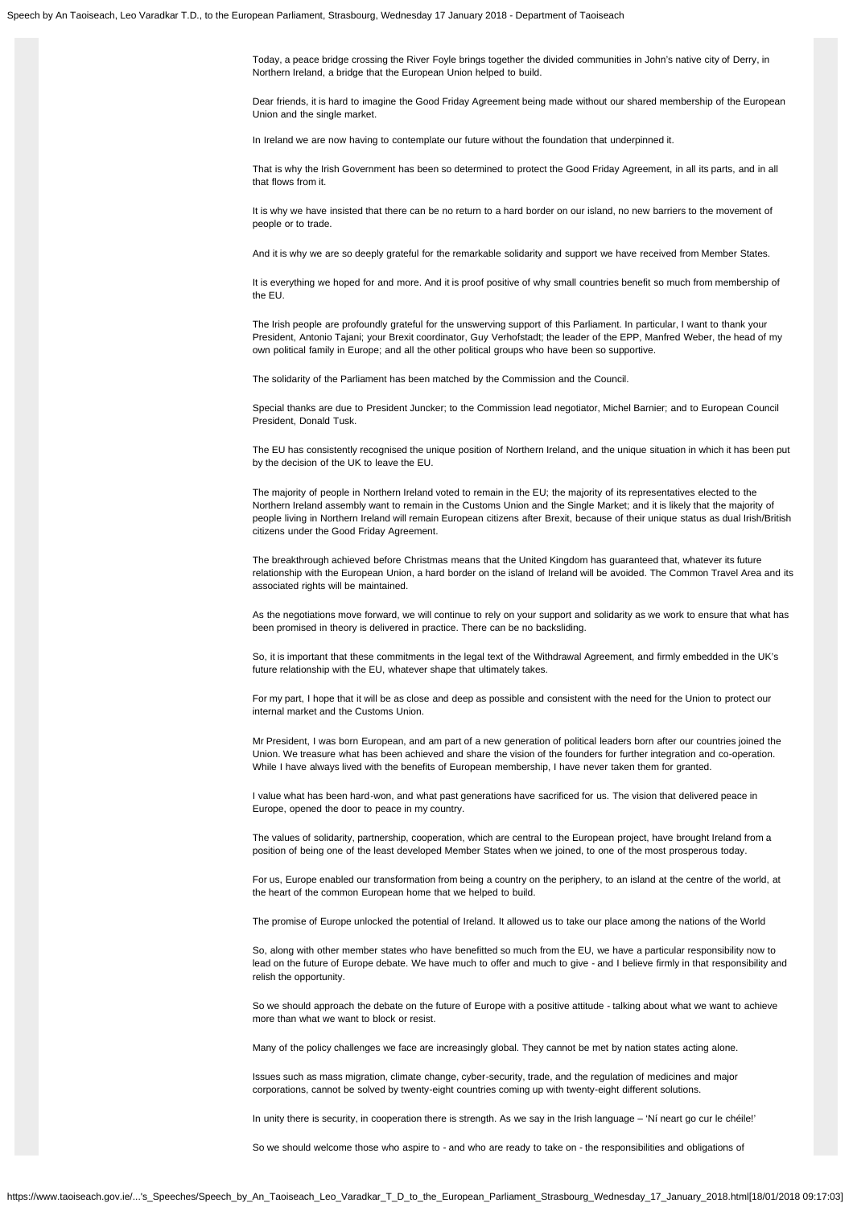Today, a peace bridge crossing the River Foyle brings together the divided communities in John's native city of Derry, in Northern Ireland, a bridge that the European Union helped to build.

Dear friends, it is hard to imagine the Good Friday Agreement being made without our shared membership of the European Union and the single market.

In Ireland we are now having to contemplate our future without the foundation that underpinned it.

That is why the Irish Government has been so determined to protect the Good Friday Agreement, in all its parts, and in all that flows from it.

It is why we have insisted that there can be no return to a hard border on our island, no new barriers to the movement of people or to trade.

And it is why we are so deeply grateful for the remarkable solidarity and support we have received from Member States.

It is everything we hoped for and more. And it is proof positive of why small countries benefit so much from membership of the EU.

The Irish people are profoundly grateful for the unswerving support of this Parliament. In particular, I want to thank your President, Antonio Tajani; your Brexit coordinator, Guy Verhofstadt; the leader of the EPP, Manfred Weber, the head of my own political family in Europe; and all the other political groups who have been so supportive.

The solidarity of the Parliament has been matched by the Commission and the Council.

Special thanks are due to President Juncker; to the Commission lead negotiator, Michel Barnier; and to European Council President, Donald Tusk.

The EU has consistently recognised the unique position of Northern Ireland, and the unique situation in which it has been put by the decision of the UK to leave the EU.

The majority of people in Northern Ireland voted to remain in the EU; the majority of its representatives elected to the Northern Ireland assembly want to remain in the Customs Union and the Single Market; and it is likely that the majority of people living in Northern Ireland will remain European citizens after Brexit, because of their unique status as dual Irish/British citizens under the Good Friday Agreement.

The breakthrough achieved before Christmas means that the United Kingdom has guaranteed that, whatever its future relationship with the European Union, a hard border on the island of Ireland will be avoided. The Common Travel Area and its associated rights will be maintained.

As the negotiations move forward, we will continue to rely on your support and solidarity as we work to ensure that what has been promised in theory is delivered in practice. There can be no backsliding.

So, it is important that these commitments in the legal text of the Withdrawal Agreement, and firmly embedded in the UK's future relationship with the EU, whatever shape that ultimately takes.

For my part, I hope that it will be as close and deep as possible and consistent with the need for the Union to protect our internal market and the Customs Union.

Mr President, I was born European, and am part of a new generation of political leaders born after our countries joined the Union. We treasure what has been achieved and share the vision of the founders for further integration and co-operation. While I have always lived with the benefits of European membership, I have never taken them for granted.

I value what has been hard-won, and what past generations have sacrificed for us. The vision that delivered peace in Europe, opened the door to peace in my country.

The values of solidarity, partnership, cooperation, which are central to the European project, have brought Ireland from a position of being one of the least developed Member States when we joined, to one of the most prosperous today.

For us, Europe enabled our transformation from being a country on the periphery, to an island at the centre of the world, at the heart of the common European home that we helped to build.

The promise of Europe unlocked the potential of Ireland. It allowed us to take our place among the nations of the World

So, along with other member states who have benefitted so much from the EU, we have a particular responsibility now to lead on the future of Europe debate. We have much to offer and much to give - and I believe firmly in that responsibility and relish the opportunity.

So we should approach the debate on the future of Europe with a positive attitude - talking about what we want to achieve more than what we want to block or resist.

Many of the policy challenges we face are increasingly global. They cannot be met by nation states acting alone.

Issues such as mass migration, climate change, cyber-security, trade, and the regulation of medicines and major corporations, cannot be solved by twenty-eight countries coming up with twenty-eight different solutions.

In unity there is security, in cooperation there is strength. As we say in the Irish language – 'Ní neart go cur le chéile!'

So we should welcome those who aspire to - and who are ready to take on - the responsibilities and obligations of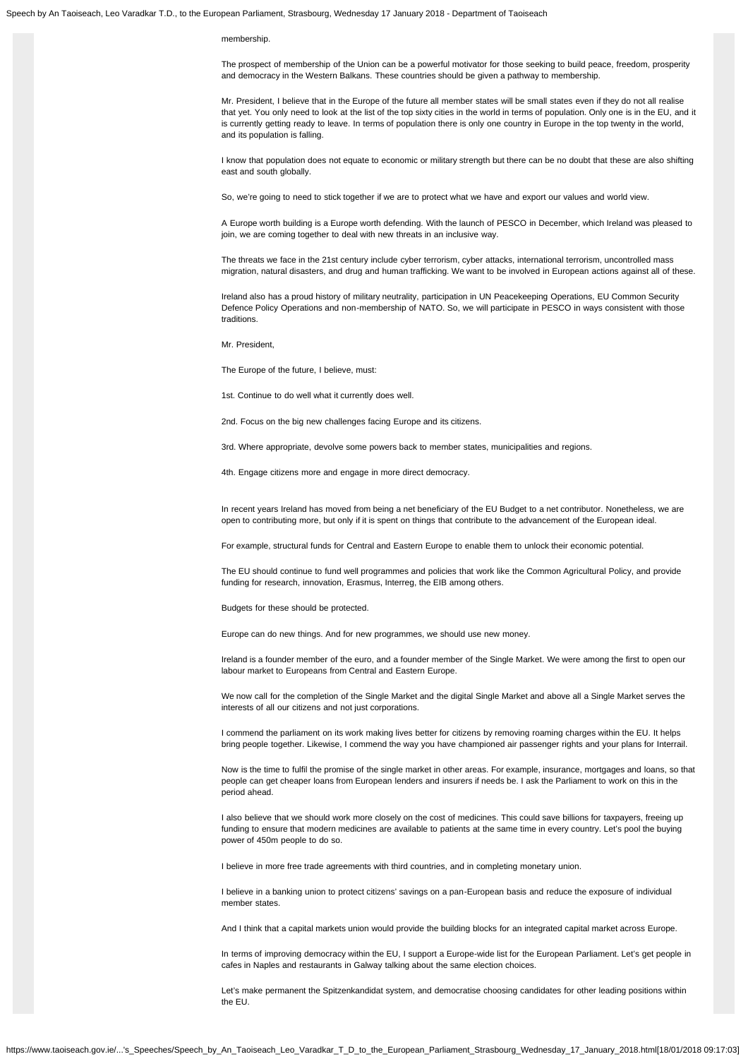membership.

The prospect of membership of the Union can be a powerful motivator for those seeking to build peace, freedom, prosperity and democracy in the Western Balkans. These countries should be given a pathway to membership.

Mr. President, I believe that in the Europe of the future all member states will be small states even if they do not all realise that yet. You only need to look at the list of the top sixty cities in the world in terms of population. Only one is in the EU, and it is currently getting ready to leave. In terms of population there is only one country in Europe in the top twenty in the world, and its population is falling.

I know that population does not equate to economic or military strength but there can be no doubt that these are also shifting east and south globally.

So, we're going to need to stick together if we are to protect what we have and export our values and world view.

A Europe worth building is a Europe worth defending. With the launch of PESCO in December, which Ireland was pleased to join, we are coming together to deal with new threats in an inclusive way.

The threats we face in the 21st century include cyber terrorism, cyber attacks, international terrorism, uncontrolled mass migration, natural disasters, and drug and human trafficking. We want to be involved in European actions against all of these.

Ireland also has a proud history of military neutrality, participation in UN Peacekeeping Operations, EU Common Security Defence Policy Operations and non-membership of NATO. So, we will participate in PESCO in ways consistent with those traditions.

Mr. President,

The Europe of the future, I believe, must:

1st. Continue to do well what it currently does well.

2nd. Focus on the big new challenges facing Europe and its citizens.

3rd. Where appropriate, devolve some powers back to member states, municipalities and regions.

4th. Engage citizens more and engage in more direct democracy.

In recent years Ireland has moved from being a net beneficiary of the EU Budget to a net contributor. Nonetheless, we are open to contributing more, but only if it is spent on things that contribute to the advancement of the European ideal.

For example, structural funds for Central and Eastern Europe to enable them to unlock their economic potential.

The EU should continue to fund well programmes and policies that work like the Common Agricultural Policy, and provide funding for research, innovation, Erasmus, Interreg, the EIB among others.

Budgets for these should be protected.

Europe can do new things. And for new programmes, we should use new money.

Ireland is a founder member of the euro, and a founder member of the Single Market. We were among the first to open our labour market to Europeans from Central and Eastern Europe.

We now call for the completion of the Single Market and the digital Single Market and above all a Single Market serves the interests of all our citizens and not just corporations.

I commend the parliament on its work making lives better for citizens by removing roaming charges within the EU. It helps bring people together. Likewise, I commend the way you have championed air passenger rights and your plans for Interrail.

Now is the time to fulfil the promise of the single market in other areas. For example, insurance, mortgages and loans, so that people can get cheaper loans from European lenders and insurers if needs be. I ask the Parliament to work on this in the period ahead.

I also believe that we should work more closely on the cost of medicines. This could save billions for taxpayers, freeing up funding to ensure that modern medicines are available to patients at the same time in every country. Let's pool the buying power of 450m people to do so.

I believe in more free trade agreements with third countries, and in completing monetary union.

I believe in a banking union to protect citizens' savings on a pan-European basis and reduce the exposure of individual member states.

And I think that a capital markets union would provide the building blocks for an integrated capital market across Europe.

In terms of improving democracy within the EU, I support a Europe-wide list for the European Parliament. Let's get people in cafes in Naples and restaurants in Galway talking about the same election choices.

Let's make permanent the Spitzenkandidat system, and democratise choosing candidates for other leading positions within the EU.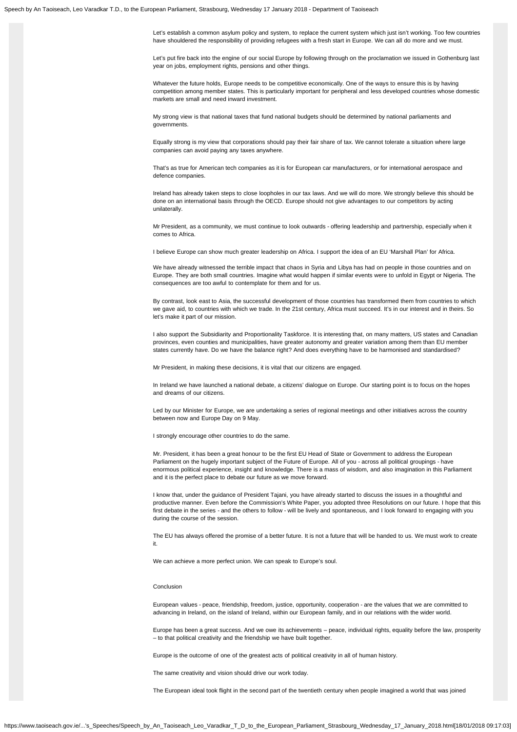Let's establish a common asylum policy and system, to replace the current system which just isn't working. Too few countries have shouldered the responsibility of providing refugees with a fresh start in Europe. We can all do more and we must.

Let's put fire back into the engine of our social Europe by following through on the proclamation we issued in Gothenburg last year on jobs, employment rights, pensions and other things.

Whatever the future holds, Europe needs to be competitive economically. One of the ways to ensure this is by having competition among member states. This is particularly important for peripheral and less developed countries whose domestic markets are small and need inward investment.

My strong view is that national taxes that fund national budgets should be determined by national parliaments and governments.

Equally strong is my view that corporations should pay their fair share of tax. We cannot tolerate a situation where large companies can avoid paying any taxes anywhere.

That's as true for American tech companies as it is for European car manufacturers, or for international aerospace and defence companies.

Ireland has already taken steps to close loopholes in our tax laws. And we will do more. We strongly believe this should be done on an international basis through the OECD. Europe should not give advantages to our competitors by acting unilaterally.

Mr President, as a community, we must continue to look outwards - offering leadership and partnership, especially when it comes to Africa.

I believe Europe can show much greater leadership on Africa. I support the idea of an EU 'Marshall Plan' for Africa.

We have already witnessed the terrible impact that chaos in Syria and Libya has had on people in those countries and on Europe. They are both small countries. Imagine what would happen if similar events were to unfold in Egypt or Nigeria. The consequences are too awful to contemplate for them and for us.

By contrast, look east to Asia, the successful development of those countries has transformed them from countries to which we gave aid, to countries with which we trade. In the 21st century, Africa must succeed. It's in our interest and in theirs. So let's make it part of our mission.

I also support the Subsidiarity and Proportionality Taskforce. It is interesting that, on many matters, US states and Canadian provinces, even counties and municipalities, have greater autonomy and greater variation among them than EU member states currently have. Do we have the balance right? And does everything have to be harmonised and standardised?

Mr President, in making these decisions, it is vital that our citizens are engaged.

In Ireland we have launched a national debate, a citizens' dialogue on Europe. Our starting point is to focus on the hopes and dreams of our citizens.

Led by our Minister for Europe, we are undertaking a series of regional meetings and other initiatives across the country between now and Europe Day on 9 May.

I strongly encourage other countries to do the same.

Mr. President, it has been a great honour to be the first EU Head of State or Government to address the European Parliament on the hugely important subject of the Future of Europe. All of you - across all political groupings - have enormous political experience, insight and knowledge. There is a mass of wisdom, and also imagination in this Parliament and it is the perfect place to debate our future as we move forward.

I know that, under the guidance of President Tajani, you have already started to discuss the issues in a thoughtful and productive manner. Even before the Commission's White Paper, you adopted three Resolutions on our future. I hope that this first debate in the series - and the others to follow - will be lively and spontaneous, and I look forward to engaging with you during the course of the session.

The EU has always offered the promise of a better future. It is not a future that will be handed to us. We must work to create it.

We can achieve a more perfect union. We can speak to Europe's soul.

## Conclusion

European values - peace, friendship, freedom, justice, opportunity, cooperation - are the values that we are committed to advancing in Ireland, on the island of Ireland, within our European family, and in our relations with the wider world.

Europe has been a great success. And we owe its achievements – peace, individual rights, equality before the law, prosperity – to that political creativity and the friendship we have built together.

Europe is the outcome of one of the greatest acts of political creativity in all of human history.

The same creativity and vision should drive our work today.

The European ideal took flight in the second part of the twentieth century when people imagined a world that was joined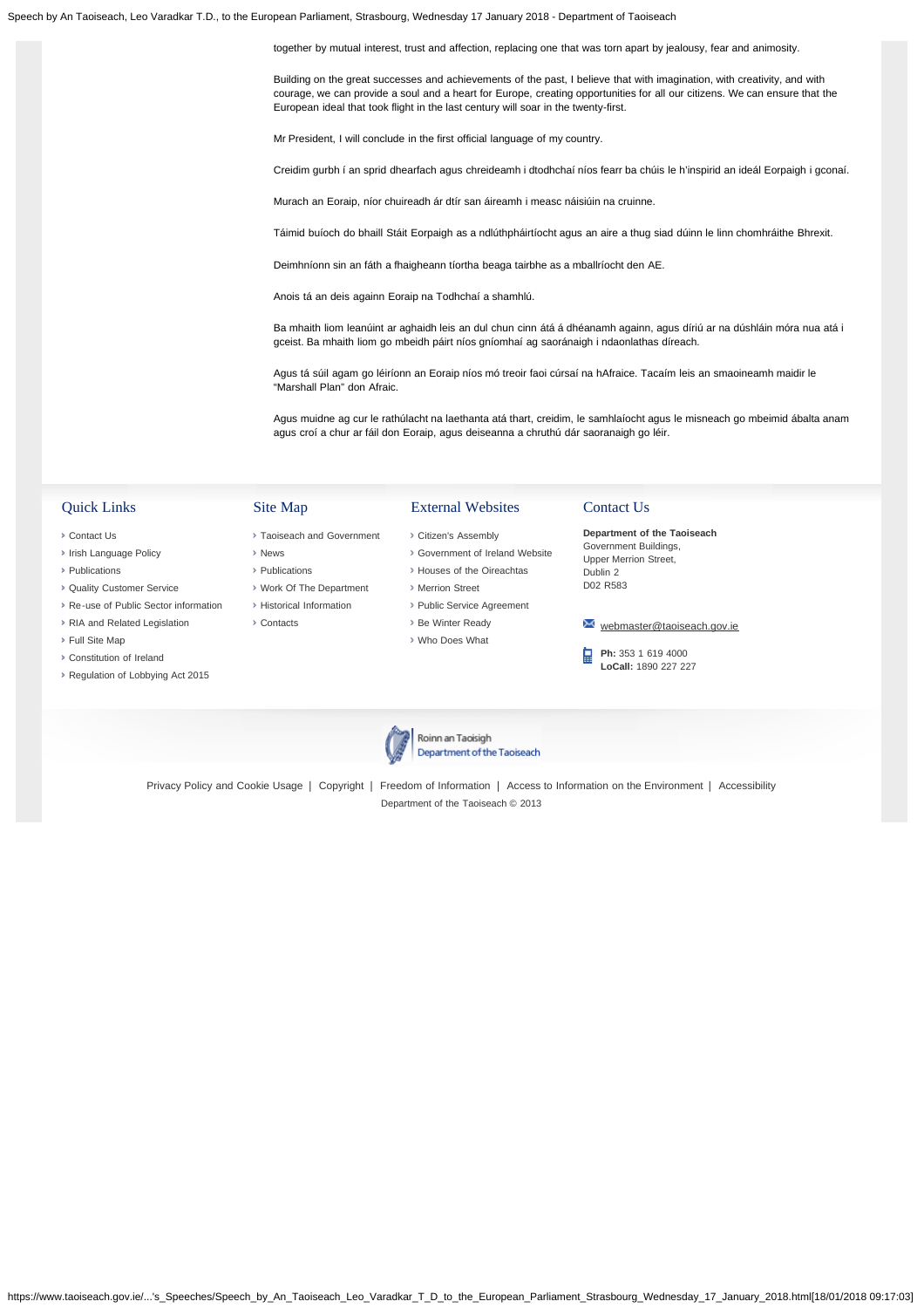together by mutual interest, trust and affection, replacing one that was torn apart by jealousy, fear and animosity.

Building on the great successes and achievements of the past, I believe that with imagination, with creativity, and with courage, we can provide a soul and a heart for Europe, creating opportunities for all our citizens. We can ensure that the European ideal that took flight in the last century will soar in the twenty-first.

Mr President, I will conclude in the first official language of my country.

Creidim gurbh í an sprid dhearfach agus chreideamh i dtodhchaí níos fearr ba chúis le h'inspirid an ideál Eorpaigh i gconaí.

Murach an Eoraip, níor chuireadh ár dtír san áireamh i measc náisiúin na cruinne.

Táimid buíoch do bhaill Stáit Eorpaigh as a ndlúthpháirtíocht agus an aire a thug siad dúinn le linn chomhráithe Bhrexit.

Deimhníonn sin an fáth a fhaigheann tíortha beaga tairbhe as a mballríocht den AE.

Anois tá an deis againn Eoraip na Todhchaí a shamhlú.

Ba mhaith liom leanúint ar aghaidh leis an dul chun cinn átá á dhéanamh againn, agus díriú ar na dúshláin móra nua atá i gceist. Ba mhaith liom go mbeidh páirt níos gníomhaí ag saoránaigh i ndaonlathas díreach.

Agus tá súil agam go léiríonn an Eoraip níos mó treoir faoi cúrsaí na hAfraice. Tacaím leis an smaoineamh maidir le "Marshall Plan" don Afraic.

Agus muidne ag cur le rathúlacht na laethanta atá thart, creidim, le samhlaíocht agus le misneach go mbeimid ábalta anam agus croí a chur ar fáil don Eoraip, agus deiseanna a chruthú dár saoranaigh go léir.

## Quick Links

- Contact Us
- Irish Language Policy
- Publications
- Quality Customer Service
- Re-use of Public Sector information
- RIA and Related Legislation
- Full Site Map
- Constitution of Ireland
- Regulation of Lobbying Act 2015

## Site Map

- Taoiseach and Government
- News
- Publications
- Work Of The Department
- Historical Information
- Contacts

## External Websites

- Citizen's Assembly
- Government of Ireland Website
- Houses of the Oireachtas
- Merrion Street
- Public Service Agreement
- Be Winter Ready
- Who Does What

## Contact Us

**Department of the Taoiseach**
Government Buildings,
Upper Merrion Street,
Dublin 2
D02 R583

webmaster@taoiseach.gov.ie

**Ph:** 353 1 619 4000
**LoCall:** 1890 227 227

Roinn an Taoisigh
Department of the Taoiseach

Privacy Policy and Cookie Usage | Copyright | Freedom of Information | Access to Information on the Environment | Accessibility

Department of the Taoiseach © 2013